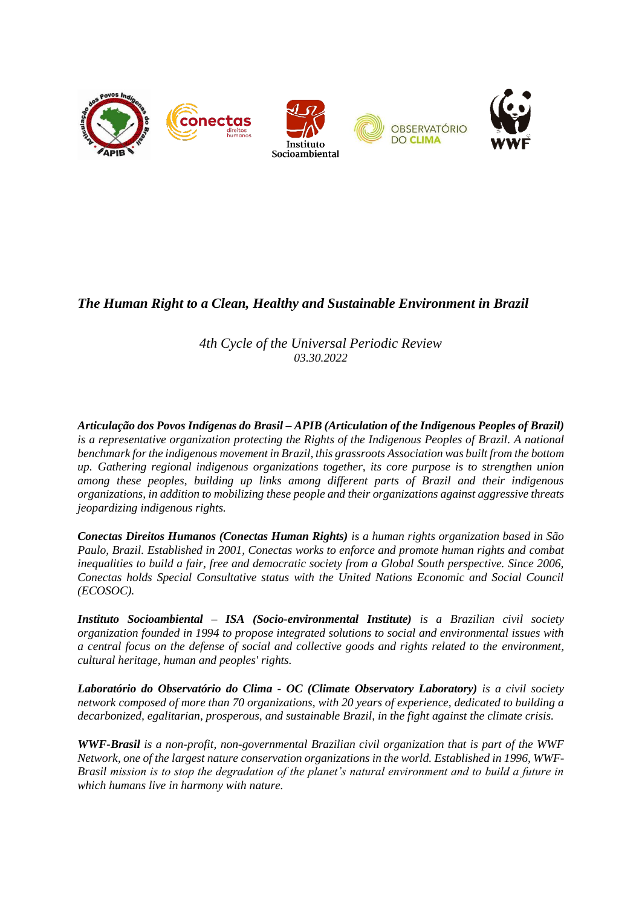# *The Human Right to a Clean, Healthy and Sustainable Environment in Brazil*

*4th Cycle of the Universal Periodic Review*
*03.30.2022*

***Articulação dos Povos Indígenas do Brasil – APIB (Articulation of the Indigenous Peoples of Brazil)*** *is a representative organization protecting the Rights of the Indigenous Peoples of Brazil. A national benchmark for the indigenous movement in Brazil, this grassroots Association was built from the bottom up. Gathering regional indigenous organizations together, its core purpose is to strengthen union among these peoples, building up links among different parts of Brazil and their indigenous organizations, in addition to mobilizing these people and their organizations against aggressive threats jeopardizing indigenous rights.*

***Conectas Direitos Humanos (Conectas Human Rights)*** *is a human rights organization based in São Paulo, Brazil. Established in 2001, Conectas works to enforce and promote human rights and combat inequalities to build a fair, free and democratic society from a Global South perspective. Since 2006, Conectas holds Special Consultative status with the United Nations Economic and Social Council (ECOSOC).*

***Instituto Socioambiental – ISA (Socio-environmental Institute)*** *is a Brazilian civil society organization founded in 1994 to propose integrated solutions to social and environmental issues with a central focus on the defense of social and collective goods and rights related to the environment, cultural heritage, human and peoples' rights.*

***Laboratório do Observatório do Clima - OC (Climate Observatory Laboratory)*** *is a civil society network composed of more than 70 organizations, with 20 years of experience, dedicated to building a decarbonized, egalitarian, prosperous, and sustainable Brazil, in the fight against the climate crisis.*

***WWF-Brasil*** *is a non-profit, non-governmental Brazilian civil organization that is part of the WWF Network, one of the largest nature conservation organizations in the world. Established in 1996, WWF-Brasil mission is to stop the degradation of the planet's natural environment and to build a future in which humans live in harmony with nature.*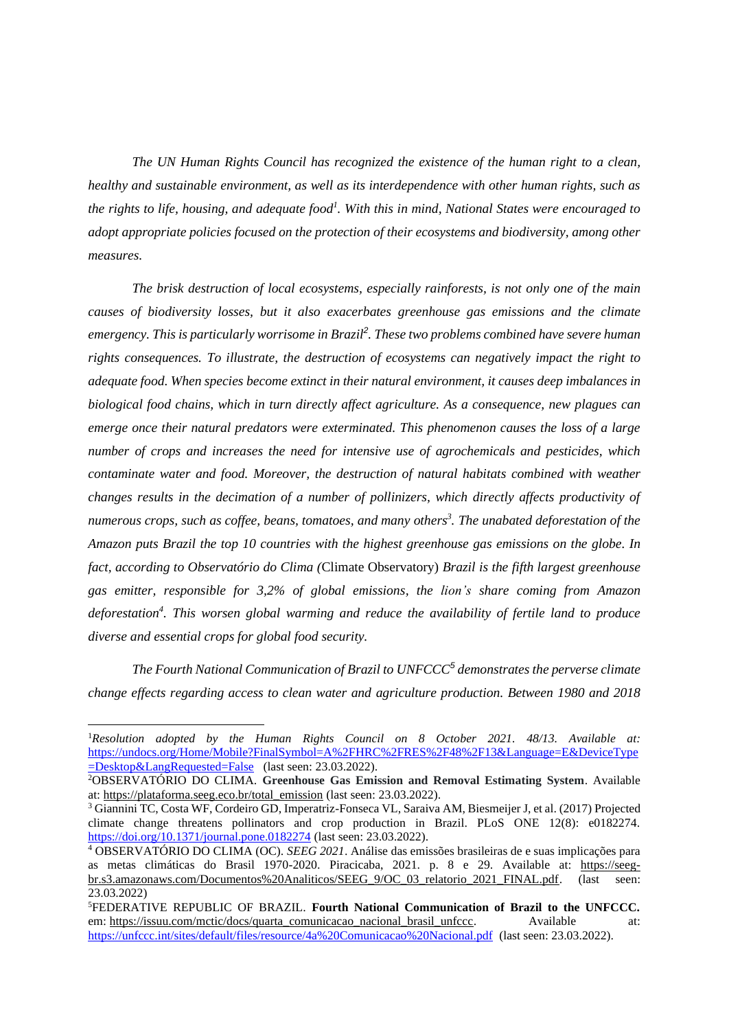*The UN Human Rights Council has recognized the existence of the human right to a clean, healthy and sustainable environment, as well as its interdependence with other human rights, such as the rights to life, housing, and adequate food[1]. With this in mind, National States were encouraged to adopt appropriate policies focused on the protection of their ecosystems and biodiversity, among other measures.*

*The brisk destruction of local ecosystems, especially rainforests, is not only one of the main causes of biodiversity losses, but it also exacerbates greenhouse gas emissions and the climate emergency. This is particularly worrisome in Brazil[2]. These two problems combined have severe human rights consequences. To illustrate, the destruction of ecosystems can negatively impact the right to adequate food. When species become extinct in their natural environment, it causes deep imbalances in biological food chains, which in turn directly affect agriculture. As a consequence, new plagues can emerge once their natural predators were exterminated. This phenomenon causes the loss of a large number of crops and increases the need for intensive use of agrochemicals and pesticides, which contaminate water and food. Moreover, the destruction of natural habitats combined with weather changes results in the decimation of a number of pollinizers, which directly affects productivity of numerous crops, such as coffee, beans, tomatoes, and many others[3]. The unabated deforestation of the Amazon puts Brazil the top 10 countries with the highest greenhouse gas emissions on the globe. In fact, according to Observatório do Clima (*Climate Observatory*) Brazil is the fifth largest greenhouse gas emitter, responsible for 3,2% of global emissions, the lion's share coming from Amazon deforestation[4]. This worsen global warming and reduce the availability of fertile land to produce diverse and essential crops for global food security.*

*The Fourth National Communication of Brazil to UNFCCC[5] demonstrates the perverse climate change effects regarding access to clean water and agriculture production. Between 1980 and 2018*

---

[1] *Resolution adopted by the Human Rights Council on 8 October 2021. 48/13. Available at:* https://undocs.org/Home/Mobile?FinalSymbol=A%2FHRC%2FRES%2F48%2F13&Language=E&DeviceType=Desktop&LangRequested=False (last seen: 23.03.2022).

[2] OBSERVATÓRIO DO CLIMA. **Greenhouse Gas Emission and Removal Estimating System**. Available at: https://plataforma.seeg.eco.br/total_emission (last seen: 23.03.2022).

[3] Giannini TC, Costa WF, Cordeiro GD, Imperatriz-Fonseca VL, Saraiva AM, Biesmeijer J, et al. (2017) Projected climate change threatens pollinators and crop production in Brazil. PLoS ONE 12(8): e0182274. https://doi.org/10.1371/journal.pone.0182274 (last seen: 23.03.2022).

[4] OBSERVATÓRIO DO CLIMA (OC). *SEEG 2021*. Análise das emissões brasileiras de e suas implicações para as metas climáticas do Brasil 1970-2020. Piracicaba, 2021. p. 8 e 29. Available at: https://seeg-br.s3.amazonaws.com/Documentos%20Analiticos/SEEG_9/OC_03_relatorio_2021_FINAL.pdf. (last seen: 23.03.2022)

[5] FEDERATIVE REPUBLIC OF BRAZIL. **Fourth National Communication of Brazil to the UNFCCC.** em: https://issuu.com/mctic/docs/quarta_comunicacao_nacional_brasil_unfccc. Available at: https://unfccc.int/sites/default/files/resource/4a%20Comunicacao%20Nacional.pdf (last seen: 23.03.2022).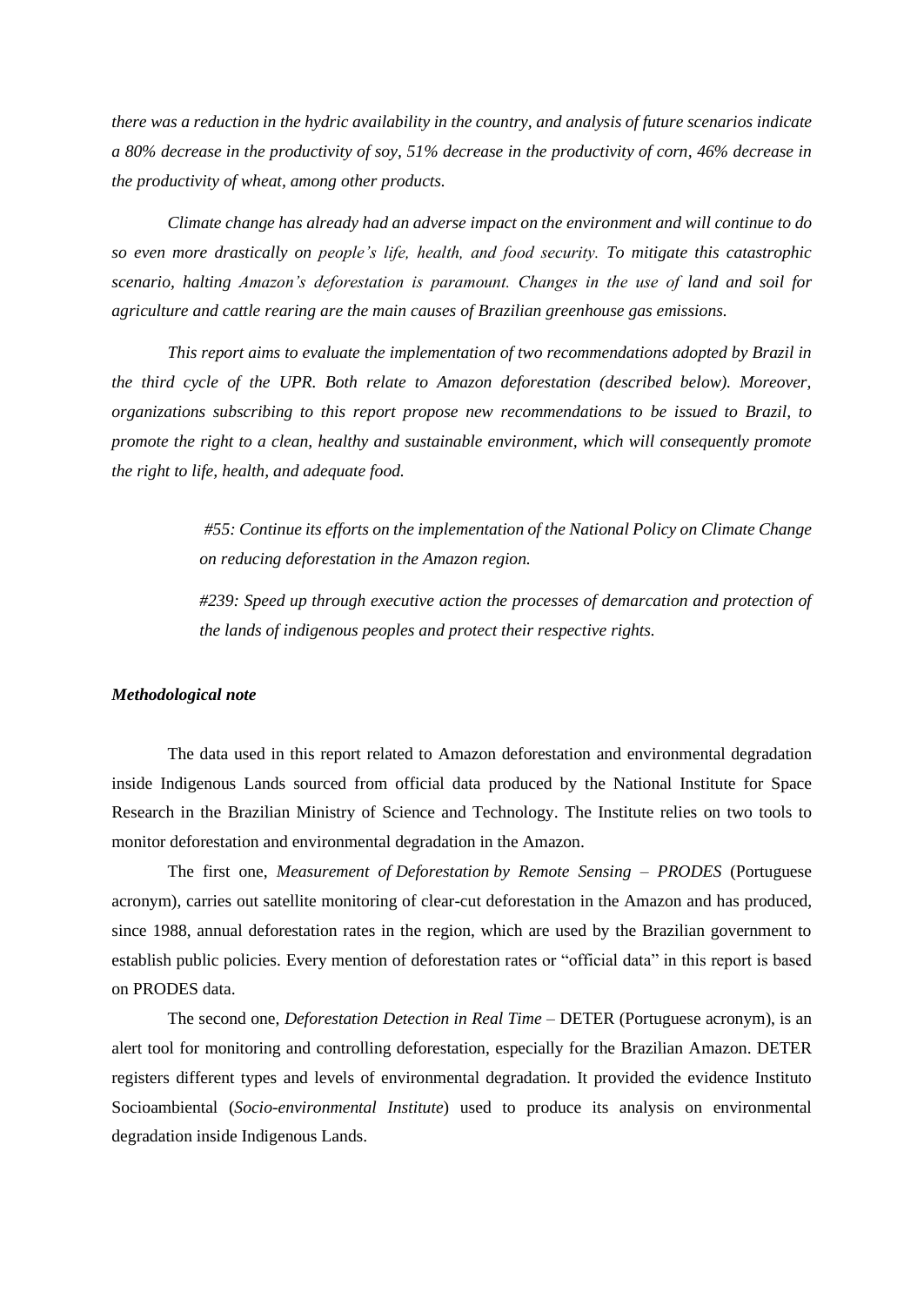*there was a reduction in the hydric availability in the country, and analysis of future scenarios indicate a 80% decrease in the productivity of soy, 51% decrease in the productivity of corn, 46% decrease in the productivity of wheat, among other products.*

*Climate change has already had an adverse impact on the environment and will continue to do so even more drastically on people's life, health, and food security. To mitigate this catastrophic scenario, halting Amazon's deforestation is paramount. Changes in the use of land and soil for agriculture and cattle rearing are the main causes of Brazilian greenhouse gas emissions.*

*This report aims to evaluate the implementation of two recommendations adopted by Brazil in the third cycle of the UPR. Both relate to Amazon deforestation (described below). Moreover, organizations subscribing to this report propose new recommendations to be issued to Brazil, to promote the right to a clean, healthy and sustainable environment, which will consequently promote the right to life, health, and adequate food.*

> *#55: Continue its efforts on the implementation of the National Policy on Climate Change on reducing deforestation in the Amazon region.*
>
> *#239: Speed up through executive action the processes of demarcation and protection of the lands of indigenous peoples and protect their respective rights.*

***Methodological note***

The data used in this report related to Amazon deforestation and environmental degradation inside Indigenous Lands sourced from official data produced by the National Institute for Space Research in the Brazilian Ministry of Science and Technology. The Institute relies on two tools to monitor deforestation and environmental degradation in the Amazon.

The first one, *Measurement of Deforestation by Remote Sensing – PRODES* (Portuguese acronym), carries out satellite monitoring of clear-cut deforestation in the Amazon and has produced, since 1988, annual deforestation rates in the region, which are used by the Brazilian government to establish public policies. Every mention of deforestation rates or "official data" in this report is based on PRODES data.

The second one, *Deforestation Detection in Real Time* – DETER (Portuguese acronym), is an alert tool for monitoring and controlling deforestation, especially for the Brazilian Amazon. DETER registers different types and levels of environmental degradation. It provided the evidence Instituto Socioambiental (*Socio-environmental Institute*) used to produce its analysis on environmental degradation inside Indigenous Lands.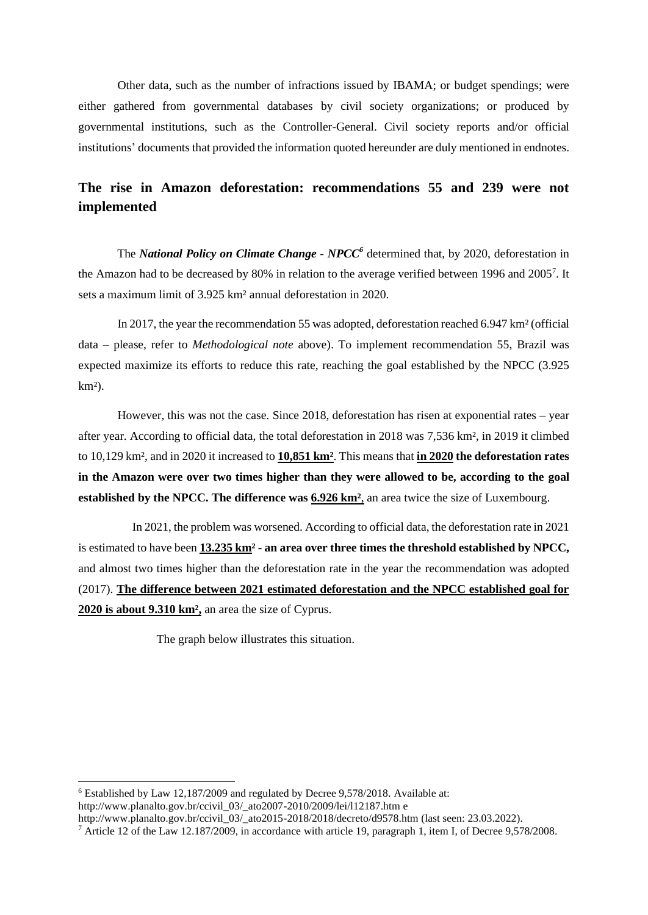Other data, such as the number of infractions issued by IBAMA; or budget spendings; were either gathered from governmental databases by civil society organizations; or produced by governmental institutions, such as the Controller-General. Civil society reports and/or official institutions' documents that provided the information quoted hereunder are duly mentioned in endnotes.

## The rise in Amazon deforestation: recommendations 55 and 239 were not implemented

The ***National Policy on Climate Change - NPCC***[6] determined that, by 2020, deforestation in the Amazon had to be decreased by 80% in relation to the average verified between 1996 and 2005[7]. It sets a maximum limit of 3.925 km² annual deforestation in 2020.

In 2017, the year the recommendation 55 was adopted, deforestation reached 6.947 km² (official data – please, refer to *Methodological note* above). To implement recommendation 55, Brazil was expected maximize its efforts to reduce this rate, reaching the goal established by the NPCC (3.925 km²).

However, this was not the case. Since 2018, deforestation has risen at exponential rates – year after year. According to official data, the total deforestation in 2018 was 7,536 km², in 2019 it climbed to 10,129 km², and in 2020 it increased to **10,851 km²**. This means that **in 2020 the deforestation rates in the Amazon were over two times higher than they were allowed to be, according to the goal established by the NPCC. The difference was 6.926 km²**, an area twice the size of Luxembourg.

In 2021, the problem was worsened. According to official data, the deforestation rate in 2021 is estimated to have been **13.235 km² - an area over three times the threshold established by NPCC,** and almost two times higher than the deforestation rate in the year the recommendation was adopted (2017). **The difference between 2021 estimated deforestation and the NPCC established goal for 2020 is about 9.310 km²,** an area the size of Cyprus.

The graph below illustrates this situation.

---

[6] Established by Law 12,187/2009 and regulated by Decree 9,578/2018. Available at: http://www.planalto.gov.br/ccivil_03/_ato2007-2010/2009/lei/l12187.htm e http://www.planalto.gov.br/ccivil_03/_ato2015-2018/2018/decreto/d9578.htm (last seen: 23.03.2022).

[7] Article 12 of the Law 12.187/2009, in accordance with article 19, paragraph 1, item I, of Decree 9,578/2008.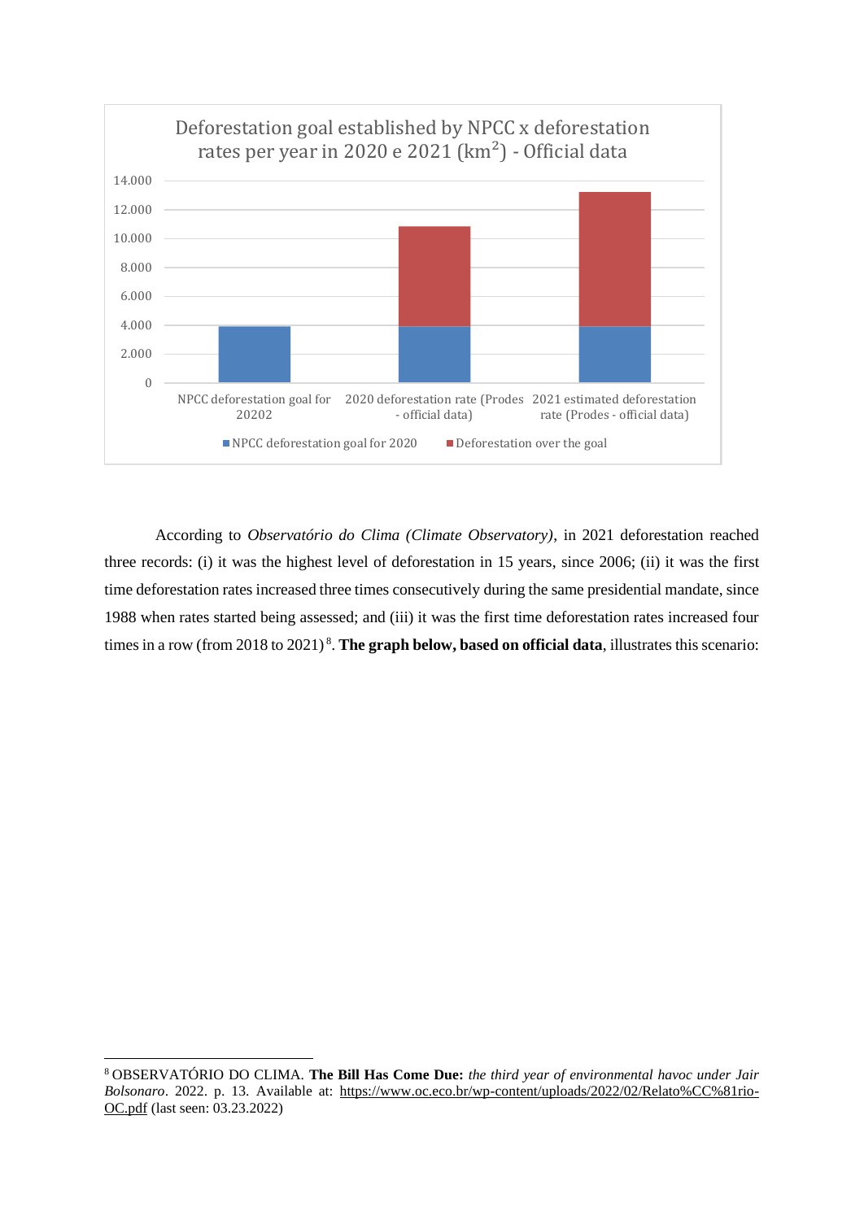Deforestation goal established by NPCC x deforestation rates per year in 2020 e 2021 (km$^2$) - Official data

| | NPCC deforestation goal for 20202 | 2020 deforestation rate (Prodes - official data) | 2021 estimated deforestation rate (Prodes - official data) |
|---|---|---|---|
| NPCC deforestation goal for 2020 | | | |
| Deforestation over the goal | | | |

According to *Observatório do Clima (Climate Observatory)*, in 2021 deforestation reached three records: (i) it was the highest level of deforestation in 15 years, since 2006; (ii) it was the first time deforestation rates increased three times consecutively during the same presidential mandate, since 1988 when rates started being assessed; and (iii) it was the first time deforestation rates increased four times in a row (from 2018 to 2021)[8]. **The graph below, based on official data**, illustrates this scenario:

[8] OBSERVATÓRIO DO CLIMA. **The Bill Has Come Due:** *the third year of environmental havoc under Jair Bolsonaro*. 2022. p. 13. Available at: https://www.oc.eco.br/wp-content/uploads/2022/02/Relato%CC%81rio-OC.pdf (last seen: 03.23.2022)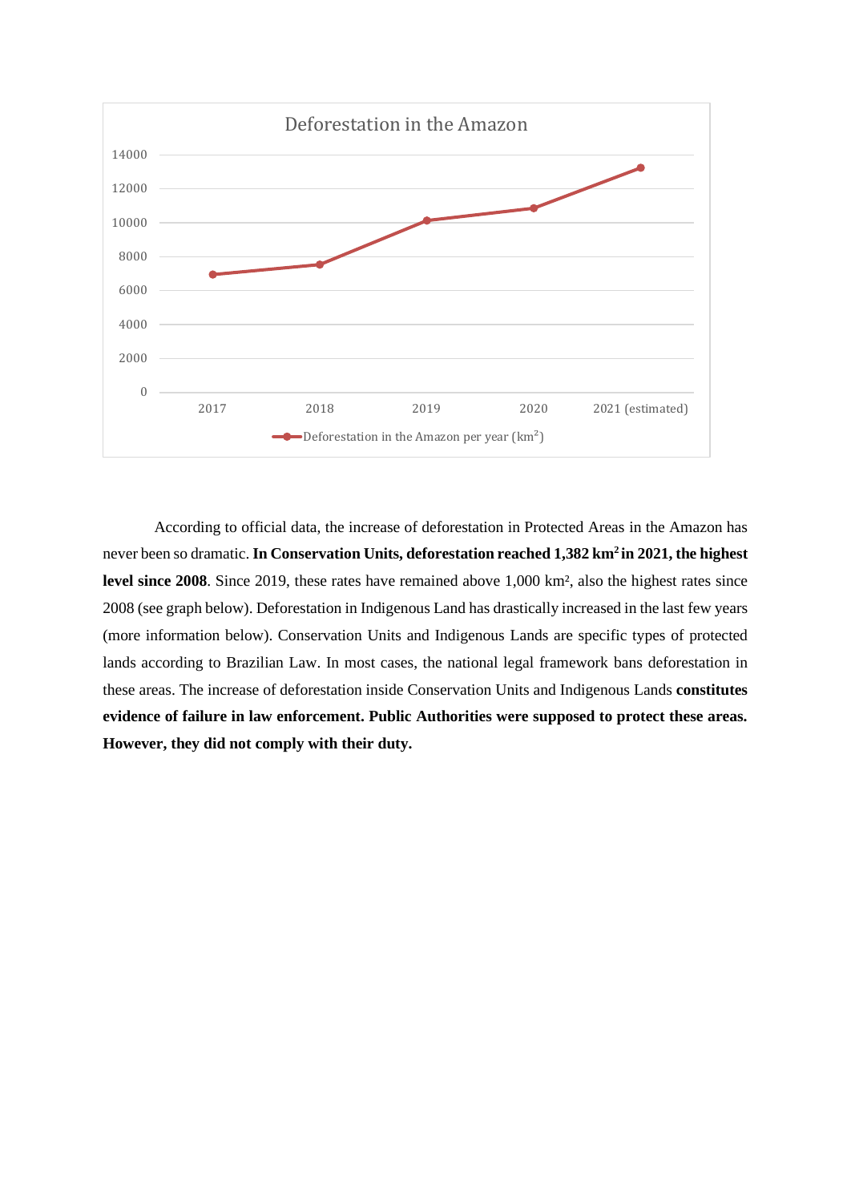Deforestation in the Amazon

According to official data, the increase of deforestation in Protected Areas in the Amazon has never been so dramatic. **In Conservation Units, deforestation reached 1,382 km² in 2021, the highest level since 2008**. Since 2019, these rates have remained above 1,000 km², also the highest rates since 2008 (see graph below). Deforestation in Indigenous Land has drastically increased in the last few years (more information below). Conservation Units and Indigenous Lands are specific types of protected lands according to Brazilian Law. In most cases, the national legal framework bans deforestation in these areas. The increase of deforestation inside Conservation Units and Indigenous Lands **constitutes evidence of failure in law enforcement. Public Authorities were supposed to protect these areas. However, they did not comply with their duty.**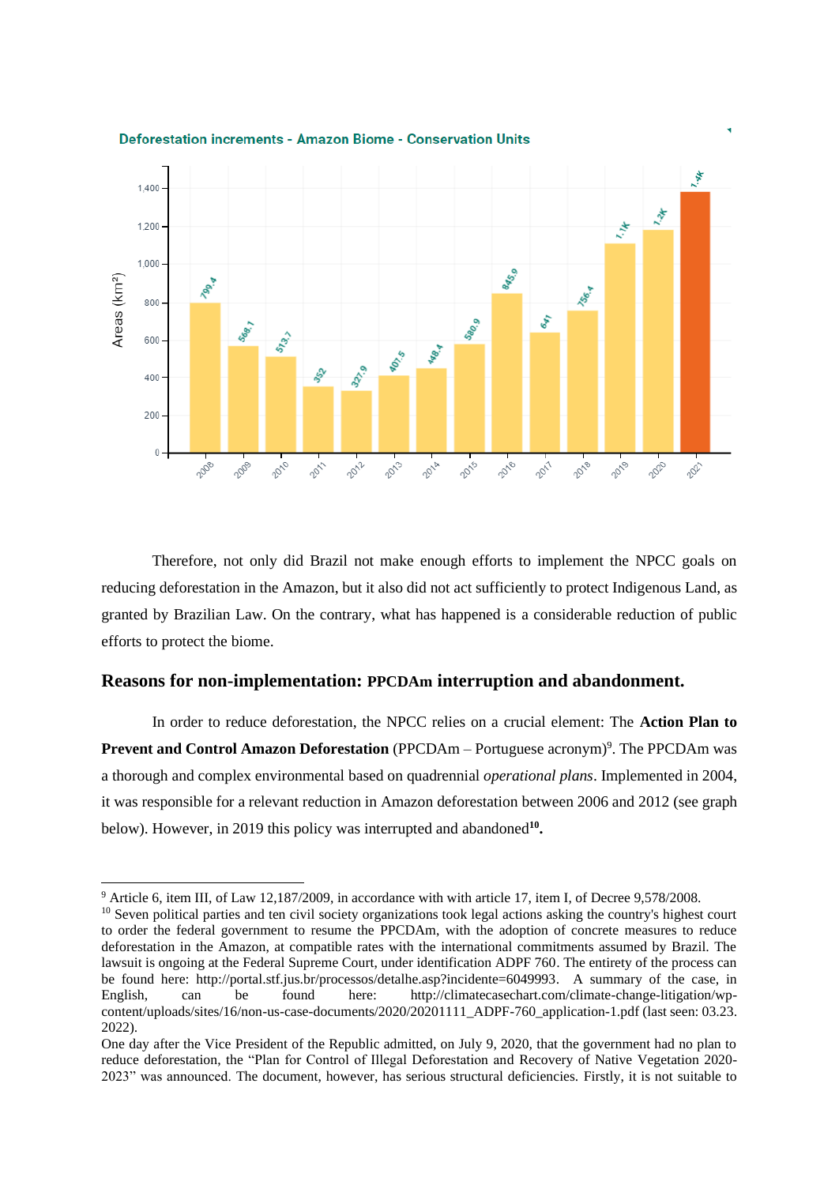Deforestation increments - Amazon Biome - Conservation Units

| Year | Area (km²) |
|---|---|
| 2008 | 799.4 |
| 2009 | 568.1 |
| 2010 | 513.7 |
| 2011 | 352 |
| 2012 | 327.9 |
| 2013 | 407.5 |
| 2014 | 448.4 |
| 2015 | 580.9 |
| 2016 | 845.9 |
| 2017 | 641 |
| 2018 | 756.4 |
| 2019 | 1.1K |
| 2020 | 1.2K |
| 2021 | 1.4K |

Therefore, not only did Brazil not make enough efforts to implement the NPCC goals on reducing deforestation in the Amazon, but it also did not act sufficiently to protect Indigenous Land, as granted by Brazilian Law. On the contrary, what has happened is a considerable reduction of public efforts to protect the biome.

## Reasons for non-implementation: PPCDAm interruption and abandonment.

In order to reduce deforestation, the NPCC relies on a crucial element: The **Action Plan to Prevent and Control Amazon Deforestation** (PPCDAm – Portuguese acronym)[9]. The PPCDAm was a thorough and complex environmental based on quadrennial *operational plans*. Implemented in 2004, it was responsible for a relevant reduction in Amazon deforestation between 2006 and 2012 (see graph below). However, in 2019 this policy was interrupted and abandoned**[10]**.

---

[9] Article 6, item III, of Law 12,187/2009, in accordance with with article 17, item I, of Decree 9,578/2008.

[10] Seven political parties and ten civil society organizations took legal actions asking the country's highest court to order the federal government to resume the PPCDAm, with the adoption of concrete measures to reduce deforestation in the Amazon, at compatible rates with the international commitments assumed by Brazil. The lawsuit is ongoing at the Federal Supreme Court, under identification ADPF 760. The entirety of the process can be found here: http://portal.stf.jus.br/processos/detalhe.asp?incidente=6049993. A summary of the case, in English, can be found here: http://climatecasechart.com/climate-change-litigation/wp-content/uploads/sites/16/non-us-case-documents/2020/20201111_ADPF-760_application-1.pdf (last seen: 03.23. 2022).

One day after the Vice President of the Republic admitted, on July 9, 2020, that the government had no plan to reduce deforestation, the "Plan for Control of Illegal Deforestation and Recovery of Native Vegetation 2020-2023" was announced. The document, however, has serious structural deficiencies. Firstly, it is not suitable to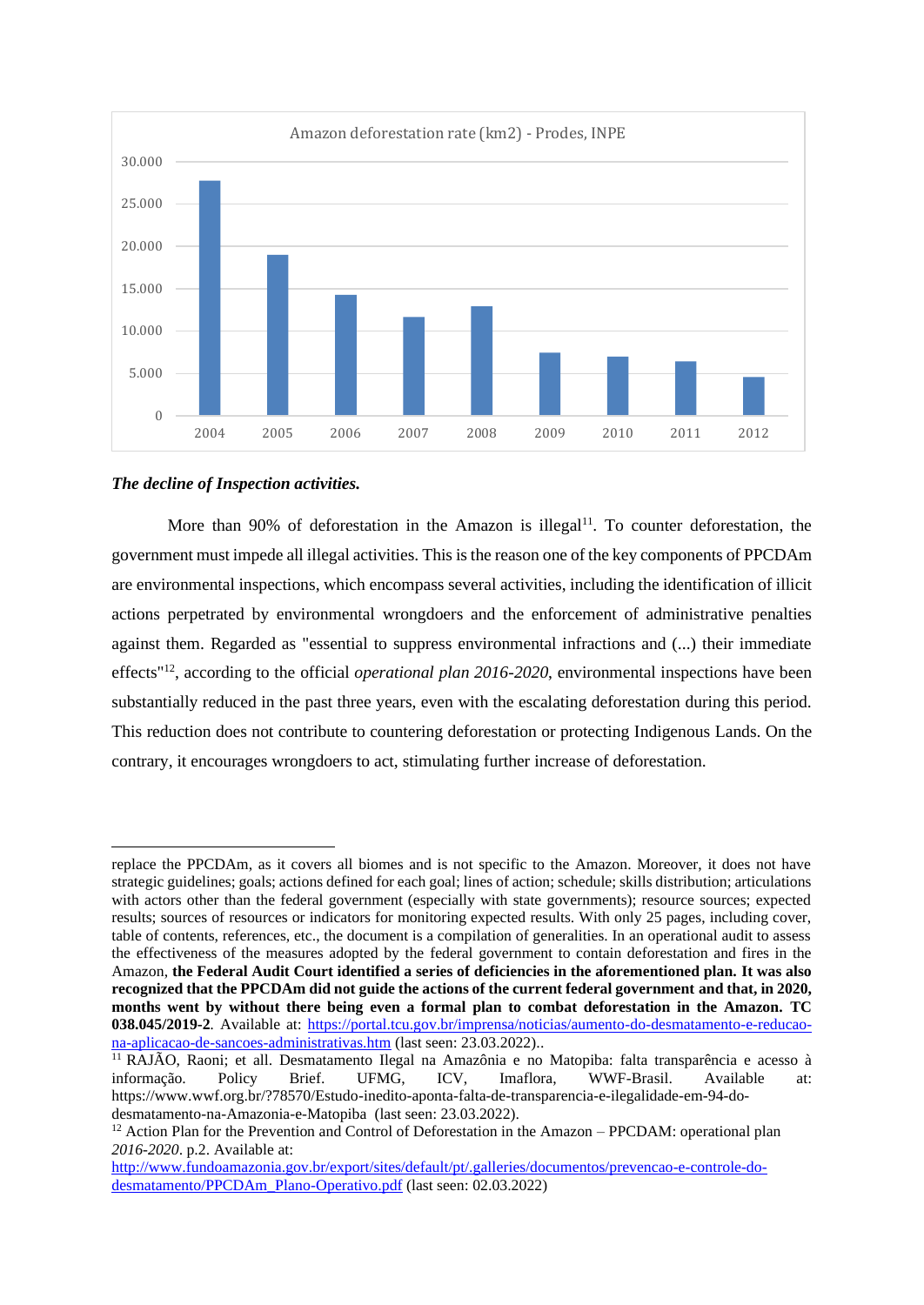Amazon deforestation rate (km2) - Prodes, INPE

| Year | km2 |
|---|---|
| 2004 | ~27.800 |
| 2005 | ~19.000 |
| 2006 | ~14.300 |
| 2007 | ~11.700 |
| 2008 | ~12.900 |
| 2009 | ~7.500 |
| 2010 | ~7.000 |
| 2011 | ~6.400 |
| 2012 | ~4.600 |

***The decline of Inspection activities.***

More than 90% of deforestation in the Amazon is illegal[11]. To counter deforestation, the government must impede all illegal activities. This is the reason one of the key components of PPCDAm are environmental inspections, which encompass several activities, including the identification of illicit actions perpetrated by environmental wrongdoers and the enforcement of administrative penalties against them. Regarded as "essential to suppress environmental infractions and (...) their immediate effects"[12], according to the official *operational plan 2016-2020*, environmental inspections have been substantially reduced in the past three years, even with the escalating deforestation during this period. This reduction does not contribute to countering deforestation or protecting Indigenous Lands. On the contrary, it encourages wrongdoers to act, stimulating further increase of deforestation.

---

replace the PPCDAm, as it covers all biomes and is not specific to the Amazon. Moreover, it does not have strategic guidelines; goals; actions defined for each goal; lines of action; schedule; skills distribution; articulations with actors other than the federal government (especially with state governments); resource sources; expected results; sources of resources or indicators for monitoring expected results. With only 25 pages, including cover, table of contents, references, etc., the document is a compilation of generalities. In an operational audit to assess the effectiveness of the measures adopted by the federal government to contain deforestation and fires in the Amazon, **the Federal Audit Court identified a series of deficiencies in the aforementioned plan. It was also recognized that the PPCDAm did not guide the actions of the current federal government and that, in 2020, months went by without there being even a formal plan to combat deforestation in the Amazon. TC 038.045/2019-2**. Available at: https://portal.tcu.gov.br/imprensa/noticias/aumento-do-desmatamento-e-reducao-na-aplicacao-de-sancoes-administrativas.htm (last seen: 23.03.2022)..

[11] RAJÃO, Raoni; et all. Desmatamento Ilegal na Amazônia e no Matopiba: falta transparência e acesso à informação. Policy Brief. UFMG, ICV, Imaflora, WWF-Brasil. Available at: https://www.wwf.org.br/?78570/Estudo-inedito-aponta-falta-de-transparencia-e-ilegalidade-em-94-do-desmatamento-na-Amazonia-e-Matopiba (last seen: 23.03.2022).

[12] Action Plan for the Prevention and Control of Deforestation in the Amazon – PPCDAM: operational plan *2016-2020*. p.2. Available at: http://www.fundoamazonia.gov.br/export/sites/default/pt/.galleries/documentos/prevencao-e-controle-do-desmatamento/PPCDAm_Plano-Operativo.pdf (last seen: 02.03.2022)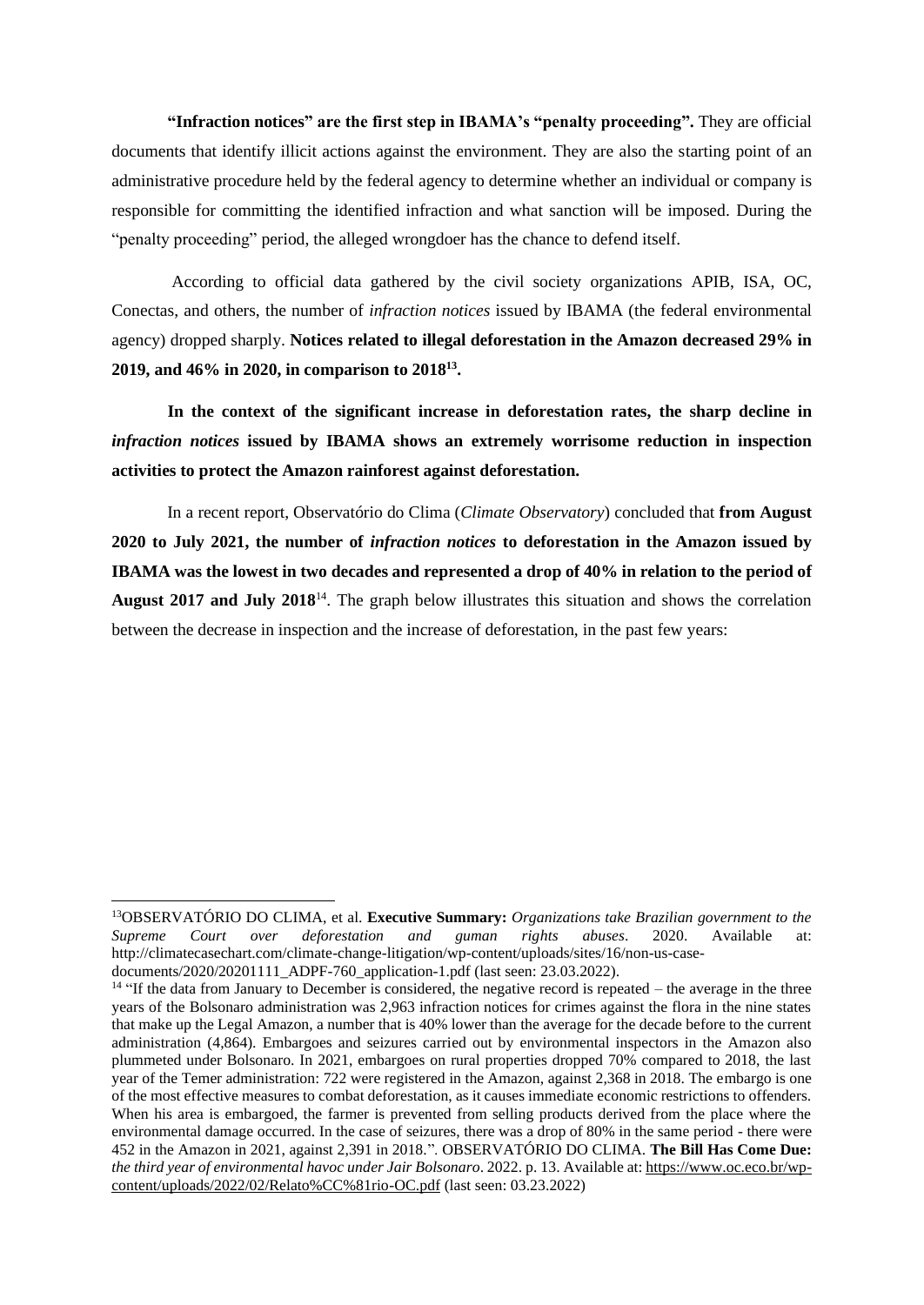**"Infraction notices" are the first step in IBAMA's "penalty proceeding".** They are official documents that identify illicit actions against the environment. They are also the starting point of an administrative procedure held by the federal agency to determine whether an individual or company is responsible for committing the identified infraction and what sanction will be imposed. During the "penalty proceeding" period, the alleged wrongdoer has the chance to defend itself.

According to official data gathered by the civil society organizations APIB, ISA, OC, Conectas, and others, the number of *infraction notices* issued by IBAMA (the federal environmental agency) dropped sharply. **Notices related to illegal deforestation in the Amazon decreased 29% in 2019, and 46% in 2020, in comparison to 2018[13].**

**In the context of the significant increase in deforestation rates, the sharp decline in *infraction notices* issued by IBAMA shows an extremely worrisome reduction in inspection activities to protect the Amazon rainforest against deforestation.**

In a recent report, Observatório do Clima (*Climate Observatory*) concluded that **from August 2020 to July 2021, the number of *infraction notices* to deforestation in the Amazon issued by IBAMA was the lowest in two decades and represented a drop of 40% in relation to the period of August 2017 and July 2018**[14]. The graph below illustrates this situation and shows the correlation between the decrease in inspection and the increase of deforestation, in the past few years:

---

[13] OBSERVATÓRIO DO CLIMA, et al. **Executive Summary:** *Organizations take Brazilian government to the Supreme Court over deforestation and guman rights abuses*. 2020. Available at: http://climatecasechart.com/climate-change-litigation/wp-content/uploads/sites/16/non-us-case-documents/2020/20201111_ADPF-760_application-1.pdf (last seen: 23.03.2022).

[14] "If the data from January to December is considered, the negative record is repeated – the average in the three years of the Bolsonaro administration was 2,963 infraction notices for crimes against the flora in the nine states that make up the Legal Amazon, a number that is 40% lower than the average for the decade before to the current administration (4,864). Embargoes and seizures carried out by environmental inspectors in the Amazon also plummeted under Bolsonaro. In 2021, embargoes on rural properties dropped 70% compared to 2018, the last year of the Temer administration: 722 were registered in the Amazon, against 2,368 in 2018. The embargo is one of the most effective measures to combat deforestation, as it causes immediate economic restrictions to offenders. When his area is embargoed, the farmer is prevented from selling products derived from the place where the environmental damage occurred. In the case of seizures, there was a drop of 80% in the same period - there were 452 in the Amazon in 2021, against 2,391 in 2018.". OBSERVATÓRIO DO CLIMA. **The Bill Has Come Due:** *the third year of environmental havoc under Jair Bolsonaro*. 2022. p. 13. Available at: https://www.oc.eco.br/wp-content/uploads/2022/02/Relato%CC%81rio-OC.pdf (last seen: 03.23.2022)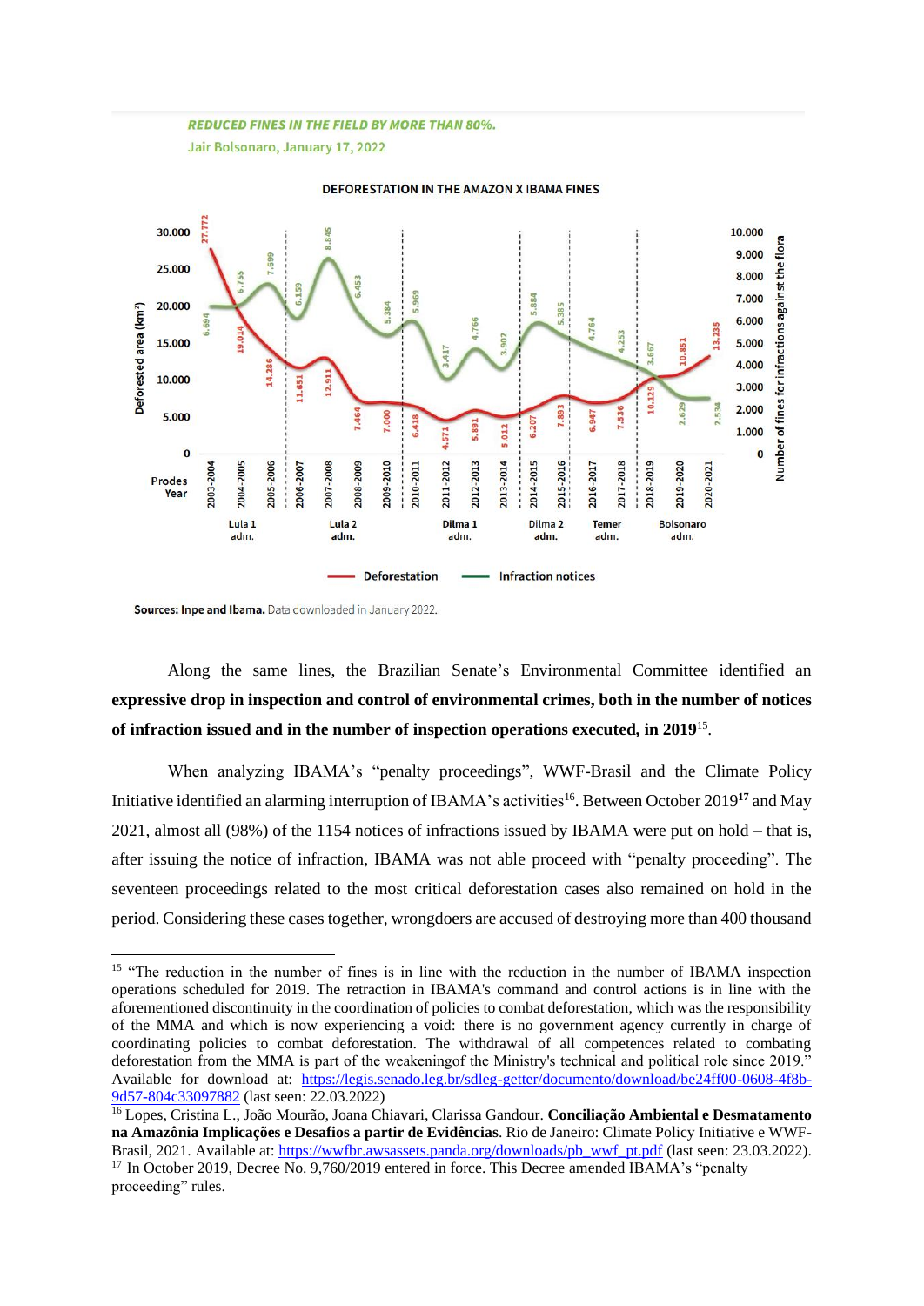***REDUCED FINES IN THE FIELD BY MORE THAN 80%.***

Jair Bolsonaro, January 17, 2022

DEFORESTATION IN THE AMAZON X IBAMA FINES

| Prodes Year | Deforestation (km²) | Infraction notices | Administration |
|---|---|---|---|
| 2003-2004 | 27.772 | 6.694 | Lula 1 adm. |
| 2004-2005 | 19.014 | 6.755 | Lula 1 adm. |
| 2005-2006 | 14.286 | 7.699 | Lula 1 adm. |
| 2006-2007 | 11.651 | 6.159 | Lula 2 adm. |
| 2007-2008 | 12.911 | 8.845 | Lula 2 adm. |
| 2008-2009 | 7.464 | 6.453 | Lula 2 adm. |
| 2009-2010 | 7.000 | 5.384 | Lula 2 adm. |
| 2010-2011 | 6.418 | 5.969 | Dilma 1 adm. |
| 2011-2012 | 4.571 | 3.417 | Dilma 1 adm. |
| 2012-2013 | 5.891 | 4.766 | Dilma 1 adm. |
| 2013-2014 | 5.012 | 3.902 | Dilma 1 adm. |
| 2014-2015 | 6.207 | 5.884 | Dilma 2 adm. |
| 2015-2016 | 7.893 | 5.385 | Dilma 2 adm. |
| 2016-2017 | 6.947 | 4.764 | Temer adm. |
| 2017-2018 | 7.536 | 4.253 | Temer adm. |
| 2018-2019 | 10.129 | 3.667 | Bolsonaro adm. |
| 2019-2020 | 10.851 | 2.629 | Bolsonaro adm. |
| 2020-2021 | 13.235 | 2.534 | Bolsonaro adm. |

Left axis: Deforested area (km²); right axis: Number of fines for infractions against the flora.

Sources: Inpe and Ibama. Data downloaded in January 2022.

Along the same lines, the Brazilian Senate's Environmental Committee identified an **expressive drop in inspection and control of environmental crimes, both in the number of notices of infraction issued and in the number of inspection operations executed, in 2019**[15].

When analyzing IBAMA's "penalty proceedings", WWF-Brasil and the Climate Policy Initiative identified an alarming interruption of IBAMA's activities[16]. Between October 2019[17] and May 2021, almost all (98%) of the 1154 notices of infractions issued by IBAMA were put on hold – that is, after issuing the notice of infraction, IBAMA was not able proceed with "penalty proceeding". The seventeen proceedings related to the most critical deforestation cases also remained on hold in the period. Considering these cases together, wrongdoers are accused of destroying more than 400 thousand

---

[15] "The reduction in the number of fines is in line with the reduction in the number of IBAMA inspection operations scheduled for 2019. The retraction in IBAMA's command and control actions is in line with the aforementioned discontinuity in the coordination of policies to combat deforestation, which was the responsibility of the MMA and which is now experiencing a void: there is no government agency currently in charge of coordinating policies to combat deforestation. The withdrawal of all competences related to combating deforestation from the MMA is part of the weakeningof the Ministry's technical and political role since 2019." Available for download at: https://legis.senado.leg.br/sdleg-getter/documento/download/be24ff00-0608-4f8b-9d57-804c33097882 (last seen: 22.03.2022)

[16] Lopes, Cristina L., João Mourão, Joana Chiavari, Clarissa Gandour. **Conciliação Ambiental e Desmatamento na Amazônia Implicações e Desafios a partir de Evidências**. Rio de Janeiro: Climate Policy Initiative e WWF-Brasil, 2021. Available at: https://wwfbr.awsassets.panda.org/downloads/pb_wwf_pt.pdf (last seen: 23.03.2022).

[17] In October 2019, Decree No. 9,760/2019 entered in force. This Decree amended IBAMA's "penalty proceeding" rules.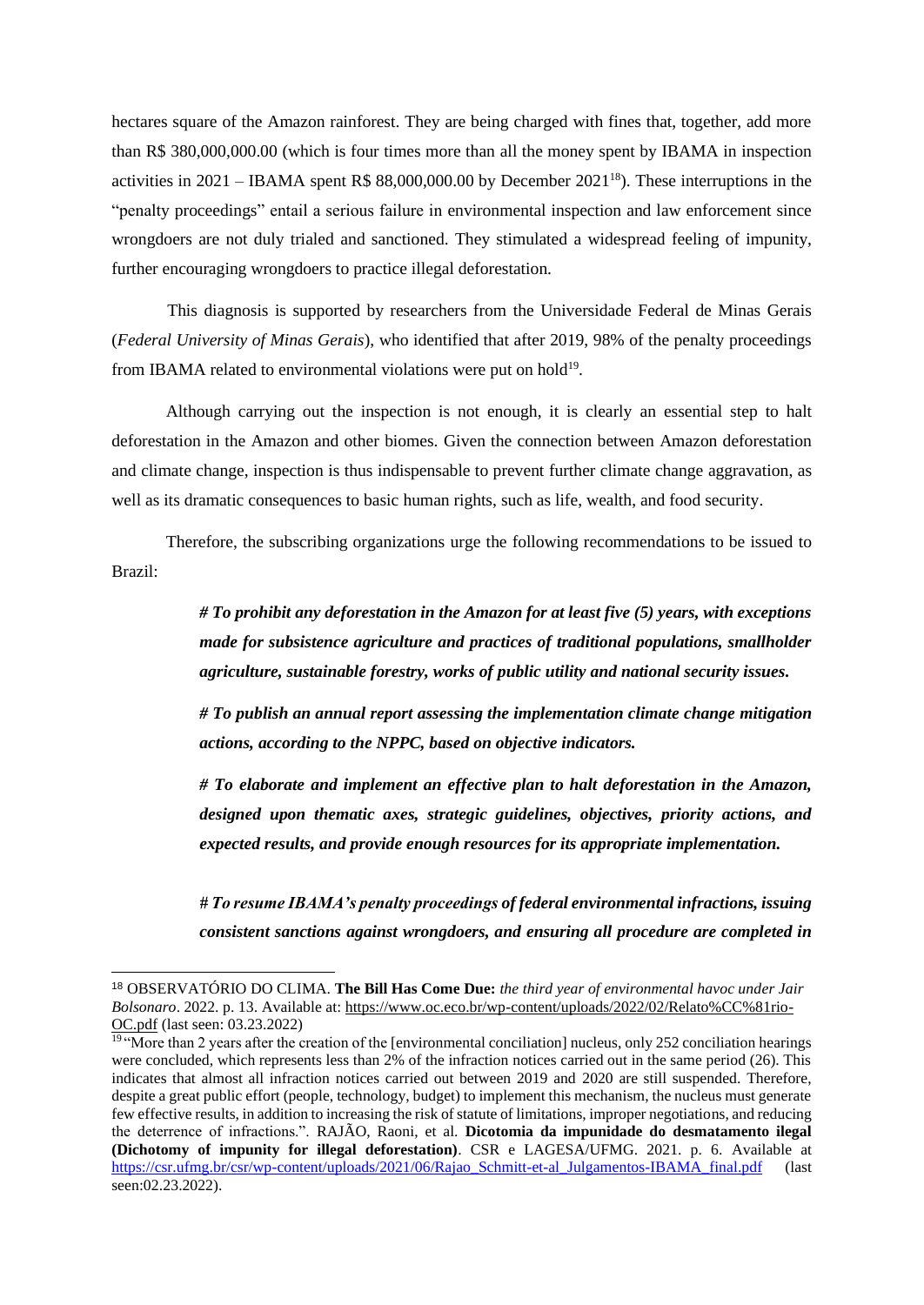hectares square of the Amazon rainforest. They are being charged with fines that, together, add more than R$ 380,000,000.00 (which is four times more than all the money spent by IBAMA in inspection activities in 2021 – IBAMA spent R$ 88,000,000.00 by December 2021[18]). These interruptions in the "penalty proceedings" entail a serious failure in environmental inspection and law enforcement since wrongdoers are not duly trialed and sanctioned. They stimulated a widespread feeling of impunity, further encouraging wrongdoers to practice illegal deforestation.

This diagnosis is supported by researchers from the Universidade Federal de Minas Gerais (*Federal University of Minas Gerais*), who identified that after 2019, 98% of the penalty proceedings from IBAMA related to environmental violations were put on hold[19].

Although carrying out the inspection is not enough, it is clearly an essential step to halt deforestation in the Amazon and other biomes. Given the connection between Amazon deforestation and climate change, inspection is thus indispensable to prevent further climate change aggravation, as well as its dramatic consequences to basic human rights, such as life, wealth, and food security.

Therefore, the subscribing organizations urge the following recommendations to be issued to Brazil:

> ***# To prohibit any deforestation in the Amazon for at least five (5) years, with exceptions made for subsistence agriculture and practices of traditional populations, smallholder agriculture, sustainable forestry, works of public utility and national security issues.***
>
> ***# To publish an annual report assessing the implementation climate change mitigation actions, according to the NPPC, based on objective indicators.***
>
> ***# To elaborate and implement an effective plan to halt deforestation in the Amazon, designed upon thematic axes, strategic guidelines, objectives, priority actions, and expected results, and provide enough resources for its appropriate implementation.***
>
> ***# To resume IBAMA's penalty proceedings of federal environmental infractions, issuing consistent sanctions against wrongdoers, and ensuring all procedure are completed in***

---

[18] OBSERVATÓRIO DO CLIMA. **The Bill Has Come Due:** *the third year of environmental havoc under Jair Bolsonaro*. 2022. p. 13. Available at: https://www.oc.eco.br/wp-content/uploads/2022/02/Relato%CC%81rio-OC.pdf (last seen: 03.23.2022)

[19] "More than 2 years after the creation of the [environmental conciliation] nucleus, only 252 conciliation hearings were concluded, which represents less than 2% of the infraction notices carried out in the same period (26). This indicates that almost all infraction notices carried out between 2019 and 2020 are still suspended. Therefore, despite a great public effort (people, technology, budget) to implement this mechanism, the nucleus must generate few effective results, in addition to increasing the risk of statute of limitations, improper negotiations, and reducing the deterrence of infractions.". RAJÃO, Raoni, et al. **Dicotomia da impunidade do desmatamento ilegal (Dichotomy of impunity for illegal deforestation)**. CSR e LAGESA/UFMG. 2021. p. 6. Available at https://csr.ufmg.br/csr/wp-content/uploads/2021/06/Rajao_Schmitt-et-al_Julgamentos-IBAMA_final.pdf (last seen:02.23.2022).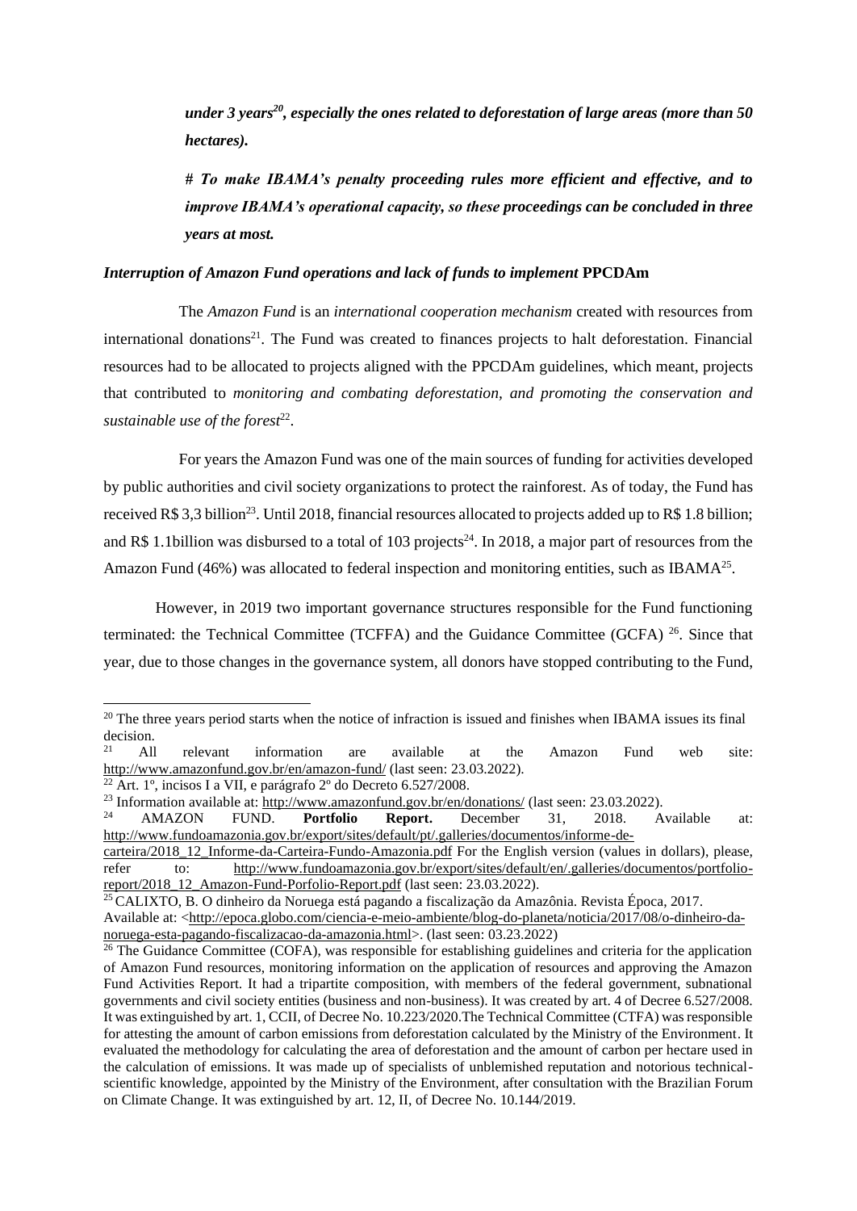***under 3 years[20], especially the ones related to deforestation of large areas (more than 50 hectares).***

***# To make IBAMA's penalty proceeding rules more efficient and effective, and to improve IBAMA's operational capacity, so these proceedings can be concluded in three years at most.***

***Interruption of Amazon Fund operations and lack of funds to implement* PPCDAm**

The *Amazon Fund* is an *international cooperation mechanism* created with resources from international donations[21]. The Fund was created to finances projects to halt deforestation. Financial resources had to be allocated to projects aligned with the PPCDAm guidelines, which meant, projects that contributed to *monitoring and combating deforestation, and promoting the conservation and sustainable use of the forest*[22].

For years the Amazon Fund was one of the main sources of funding for activities developed by public authorities and civil society organizations to protect the rainforest. As of today, the Fund has received R$ 3,3 billion[23]. Until 2018, financial resources allocated to projects added up to R$ 1.8 billion; and R$ 1.1billion was disbursed to a total of 103 projects[24]. In 2018, a major part of resources from the Amazon Fund (46%) was allocated to federal inspection and monitoring entities, such as IBAMA[25].

However, in 2019 two important governance structures responsible for the Fund functioning terminated: the Technical Committee (TCFFA) and the Guidance Committee (GCFA) [26]. Since that year, due to those changes in the governance system, all donors have stopped contributing to the Fund,

---

[20] The three years period starts when the notice of infraction is issued and finishes when IBAMA issues its final decision.

[21] All relevant information are available at the Amazon Fund web site: http://www.amazonfund.gov.br/en/amazon-fund/ (last seen: 23.03.2022).

[22] Art. 1º, incisos I a VII, e parágrafo 2º do Decreto 6.527/2008.

[23] Information available at: http://www.amazonfund.gov.br/en/donations/ (last seen: 23.03.2022).

[24] AMAZON FUND. **Portfolio Report.** December 31, 2018. Available at: http://www.fundoamazonia.gov.br/export/sites/default/pt/.galleries/documentos/informe-de-carteira/2018_12_Informe-da-Carteira-Fundo-Amazonia.pdf For the English version (values in dollars), please, refer to: http://www.fundoamazonia.gov.br/export/sites/default/en/.galleries/documentos/portfolio-report/2018_12_Amazon-Fund-Porfolio-Report.pdf (last seen: 23.03.2022).

[25] CALIXTO, B. O dinheiro da Noruega está pagando a fiscalização da Amazônia. Revista Época, 2017. Available at: <http://epoca.globo.com/ciencia-e-meio-ambiente/blog-do-planeta/noticia/2017/08/o-dinheiro-da-noruega-esta-pagando-fiscalizacao-da-amazonia.html>. (last seen: 03.23.2022)

[26] The Guidance Committee (COFA), was responsible for establishing guidelines and criteria for the application of Amazon Fund resources, monitoring information on the application of resources and approving the Amazon Fund Activities Report. It had a tripartite composition, with members of the federal government, subnational governments and civil society entities (business and non-business). It was created by art. 4 of Decree 6.527/2008. It was extinguished by art. 1, CCII, of Decree No. 10.223/2020.The Technical Committee (CTFA) was responsible for attesting the amount of carbon emissions from deforestation calculated by the Ministry of the Environment. It evaluated the methodology for calculating the area of deforestation and the amount of carbon per hectare used in the calculation of emissions. It was made up of specialists of unblemished reputation and notorious technical-scientific knowledge, appointed by the Ministry of the Environment, after consultation with the Brazilian Forum on Climate Change. It was extinguished by art. 12, II, of Decree No. 10.144/2019.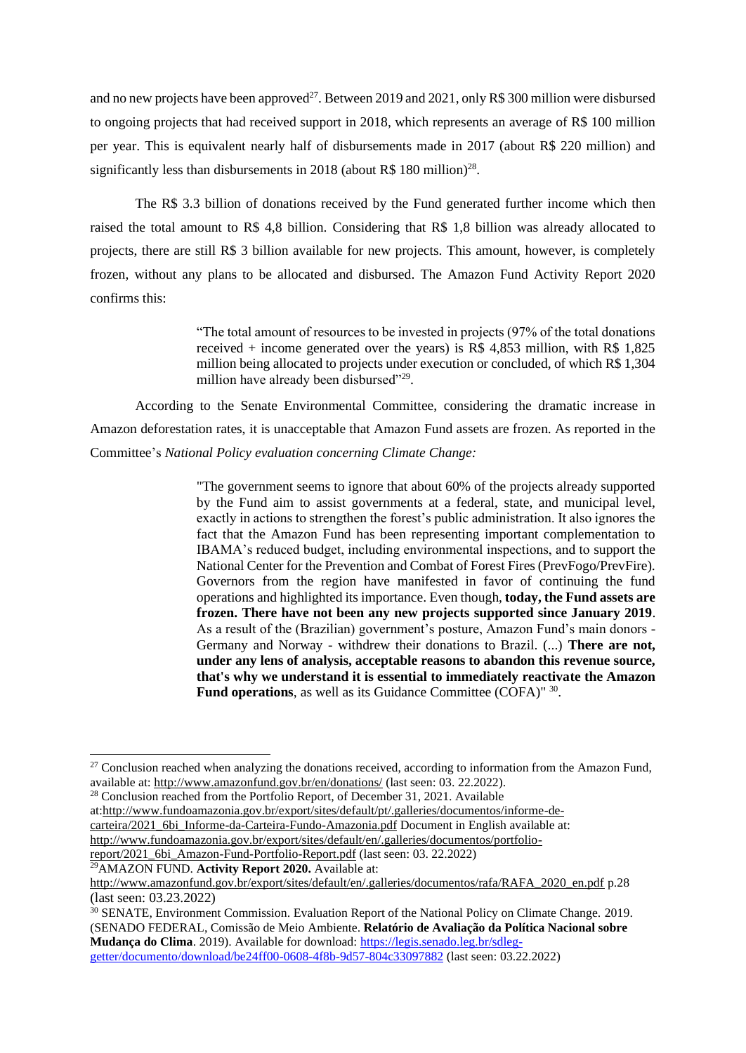and no new projects have been approved[27]. Between 2019 and 2021, only R$ 300 million were disbursed to ongoing projects that had received support in 2018, which represents an average of R$ 100 million per year. This is equivalent nearly half of disbursements made in 2017 (about R$ 220 million) and significantly less than disbursements in 2018 (about R$ 180 million)[28].

The R$ 3.3 billion of donations received by the Fund generated further income which then raised the total amount to R$ 4,8 billion. Considering that R$ 1,8 billion was already allocated to projects, there are still R$ 3 billion available for new projects. This amount, however, is completely frozen, without any plans to be allocated and disbursed. The Amazon Fund Activity Report 2020 confirms this:

> "The total amount of resources to be invested in projects (97% of the total donations received + income generated over the years) is R$ 4,853 million, with R$ 1,825 million being allocated to projects under execution or concluded, of which R$ 1,304 million have already been disbursed"[29].

According to the Senate Environmental Committee, considering the dramatic increase in Amazon deforestation rates, it is unacceptable that Amazon Fund assets are frozen. As reported in the Committee's *National Policy evaluation concerning Climate Change:*

> "The government seems to ignore that about 60% of the projects already supported by the Fund aim to assist governments at a federal, state, and municipal level, exactly in actions to strengthen the forest's public administration. It also ignores the fact that the Amazon Fund has been representing important complementation to IBAMA's reduced budget, including environmental inspections, and to support the National Center for the Prevention and Combat of Forest Fires (PrevFogo/PrevFire). Governors from the region have manifested in favor of continuing the fund operations and highlighted its importance. Even though, **today, the Fund assets are frozen. There have not been any new projects supported since January 2019**. As a result of the (Brazilian) government's posture, Amazon Fund's main donors - Germany and Norway - withdrew their donations to Brazil. (...) **There are not, under any lens of analysis, acceptable reasons to abandon this revenue source, that's why we understand it is essential to immediately reactivate the Amazon Fund operations**, as well as its Guidance Committee (COFA)" [30].

---

[27] Conclusion reached when analyzing the donations received, according to information from the Amazon Fund, available at: http://www.amazonfund.gov.br/en/donations/ (last seen: 03. 22.2022).

[28] Conclusion reached from the Portfolio Report, of December 31, 2021. Available at:http://www.fundoamazonia.gov.br/export/sites/default/pt/.galleries/documentos/informe-de-carteira/2021_6bi_Informe-da-Carteira-Fundo-Amazonia.pdf Document in English available at: http://www.fundoamazonia.gov.br/export/sites/default/en/.galleries/documentos/portfolio-report/2021_6bi_Amazon-Fund-Portfolio-Report.pdf (last seen: 03. 22.2022)

[29] AMAZON FUND. **Activity Report 2020.** Available at: http://www.amazonfund.gov.br/export/sites/default/en/.galleries/documentos/rafa/RAFA_2020_en.pdf p.28 (last seen: 03.23.2022)

[30] SENATE, Environment Commission. Evaluation Report of the National Policy on Climate Change. 2019. (SENADO FEDERAL, Comissão de Meio Ambiente. **Relatório de Avaliação da Política Nacional sobre Mudança do Clima**. 2019). Available for download: https://legis.senado.leg.br/sdleg-getter/documento/download/be24ff00-0608-4f8b-9d57-804c33097882 (last seen: 03.22.2022)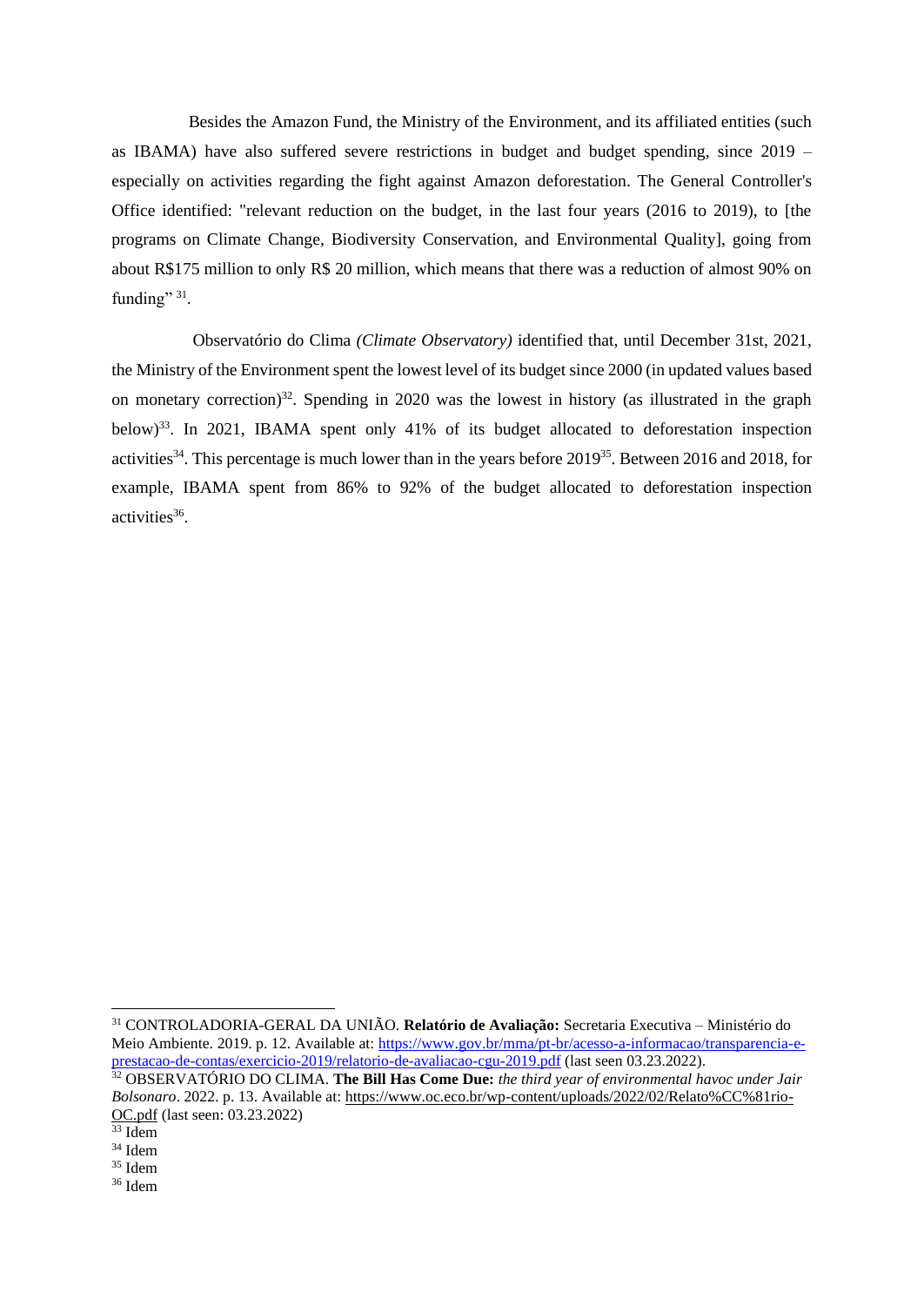Besides the Amazon Fund, the Ministry of the Environment, and its affiliated entities (such as IBAMA) have also suffered severe restrictions in budget and budget spending, since 2019 – especially on activities regarding the fight against Amazon deforestation. The General Controller's Office identified: "relevant reduction on the budget, in the last four years (2016 to 2019), to [the programs on Climate Change, Biodiversity Conservation, and Environmental Quality], going from about R$175 million to only R$ 20 million, which means that there was a reduction of almost 90% on funding" [31].

Observatório do Clima *(Climate Observatory)* identified that, until December 31st, 2021, the Ministry of the Environment spent the lowest level of its budget since 2000 (in updated values based on monetary correction)[32]. Spending in 2020 was the lowest in history (as illustrated in the graph below)[33]. In 2021, IBAMA spent only 41% of its budget allocated to deforestation inspection activities[34]. This percentage is much lower than in the years before 2019[35]. Between 2016 and 2018, for example, IBAMA spent from 86% to 92% of the budget allocated to deforestation inspection activities[36].

---

[31] CONTROLADORIA-GERAL DA UNIÃO. **Relatório de Avaliação:** Secretaria Executiva – Ministério do Meio Ambiente. 2019. p. 12. Available at: https://www.gov.br/mma/pt-br/acesso-a-informacao/transparencia-e-prestacao-de-contas/exercicio-2019/relatorio-de-avaliacao-cgu-2019.pdf (last seen 03.23.2022).

[32] OBSERVATÓRIO DO CLIMA. **The Bill Has Come Due:** *the third year of environmental havoc under Jair Bolsonaro*. 2022. p. 13. Available at: https://www.oc.eco.br/wp-content/uploads/2022/02/Relato%CC%81rio-OC.pdf (last seen: 03.23.2022)

[33] Idem

[34] Idem

[35] Idem

[36] Idem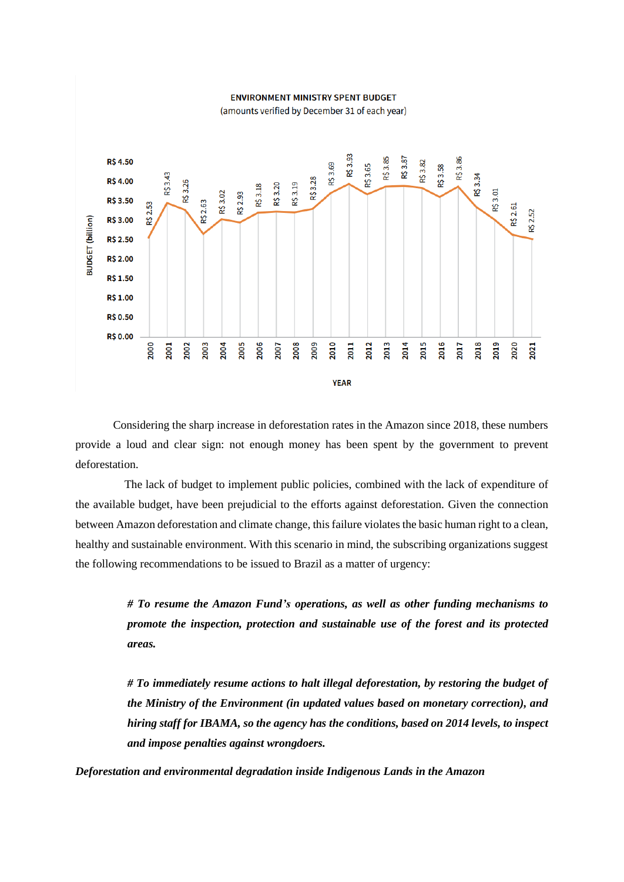**ENVIRONMENT MINISTRY SPENT BUDGET**
(amounts verified by December 31 of each year)

| YEAR | BUDGET (billion) |
|---|---|
| 2000 | R$ 2.53 |
| 2001 | R$ 3.43 |
| 2002 | R$ 3.26 |
| 2003 | R$ 2.63 |
| 2004 | R$ 3.02 |
| 2005 | R$ 2.93 |
| 2006 | R$ 3.18 |
| 2007 | R$ 3.20 |
| 2008 | R$ 3.19 |
| 2009 | R$ 3.28 |
| 2010 | R$ 3.69 |
| 2011 | R$ 3.93 |
| 2012 | R$ 3.65 |
| 2013 | R$ 3.85 |
| 2014 | R$ 3.87 |
| 2015 | R$ 3.82 |
| 2016 | R$ 3.58 |
| 2017 | R$ 3.86 |
| 2018 | R$ 3.34 |
| 2019 | R$ 3.01 |
| 2020 | R$ 2.61 |
| 2021 | R$ 2.52 |

Considering the sharp increase in deforestation rates in the Amazon since 2018, these numbers provide a loud and clear sign: not enough money has been spent by the government to prevent deforestation.

The lack of budget to implement public policies, combined with the lack of expenditure of the available budget, have been prejudicial to the efforts against deforestation. Given the connection between Amazon deforestation and climate change, this failure violates the basic human right to a clean, healthy and sustainable environment. With this scenario in mind, the subscribing organizations suggest the following recommendations to be issued to Brazil as a matter of urgency:

> ***# To resume the Amazon Fund's operations, as well as other funding mechanisms to promote the inspection, protection and sustainable use of the forest and its protected areas.***
>
> ***# To immediately resume actions to halt illegal deforestation, by restoring the budget of the Ministry of the Environment (in updated values based on monetary correction), and hiring staff for IBAMA, so the agency has the conditions, based on 2014 levels, to inspect and impose penalties against wrongdoers.***

***Deforestation and environmental degradation inside Indigenous Lands in the Amazon***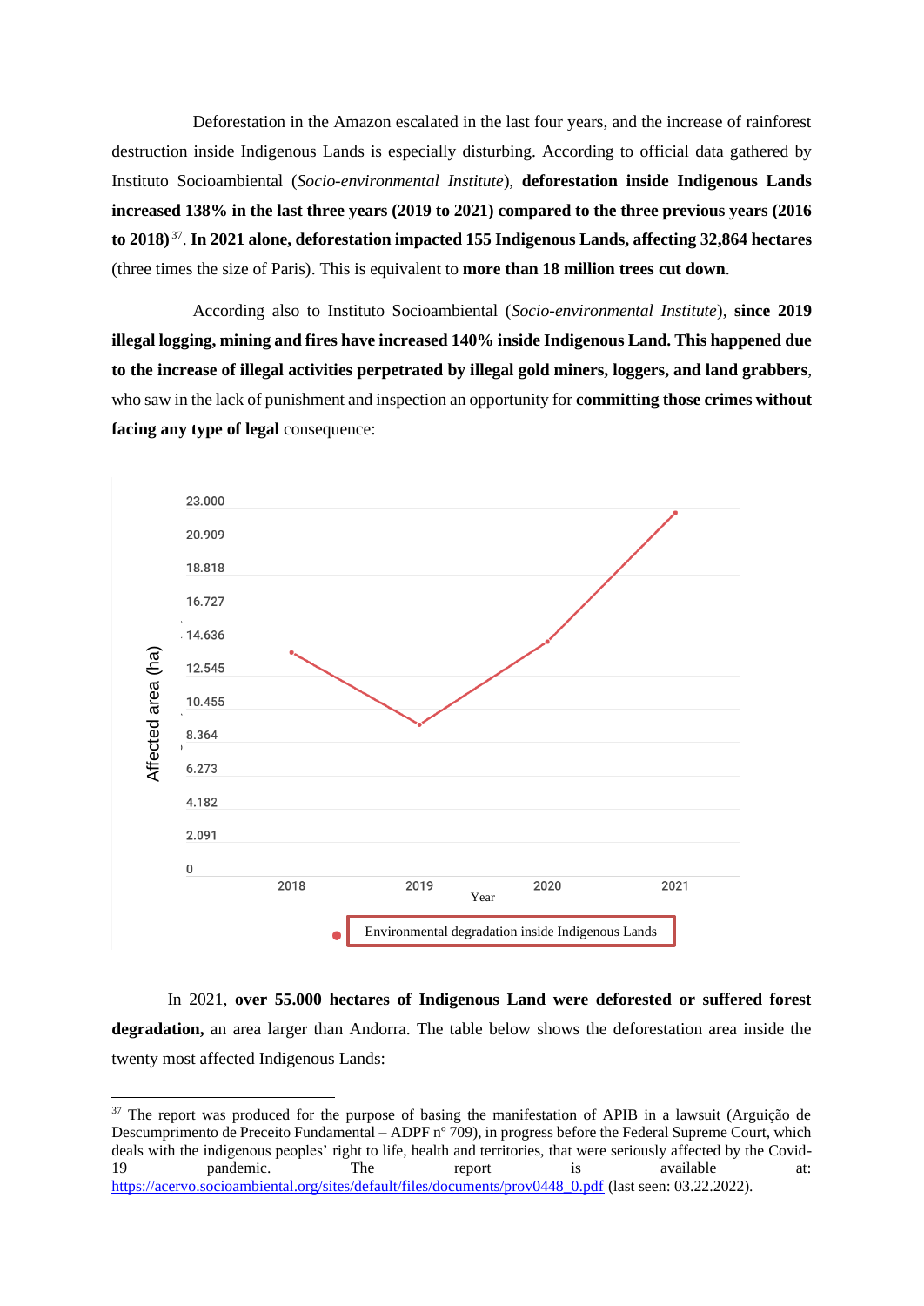Deforestation in the Amazon escalated in the last four years, and the increase of rainforest destruction inside Indigenous Lands is especially disturbing. According to official data gathered by Instituto Socioambiental (*Socio-environmental Institute*), **deforestation inside Indigenous Lands increased 138% in the last three years (2019 to 2021) compared to the three previous years (2016 to 2018)**[37]. **In 2021 alone, deforestation impacted 155 Indigenous Lands, affecting 32,864 hectares** (three times the size of Paris). This is equivalent to **more than 18 million trees cut down**.

According also to Instituto Socioambiental (*Socio-environmental Institute*), **since 2019 illegal logging, mining and fires have increased 140% inside Indigenous Land. This happened due to the increase of illegal activities perpetrated by illegal gold miners, loggers, and land grabbers**, who saw in the lack of punishment and inspection an opportunity for **committing those crimes without facing any type of legal** consequence:

In 2021, **over 55.000 hectares of Indigenous Land were deforested or suffered forest degradation,** an area larger than Andorra. The table below shows the deforestation area inside the twenty most affected Indigenous Lands:

---

[37] The report was produced for the purpose of basing the manifestation of APIB in a lawsuit (Arguição de Descumprimento de Preceito Fundamental – ADPF nº 709), in progress before the Federal Supreme Court, which deals with the indigenous peoples' right to life, health and territories, that were seriously affected by the Covid-19 pandemic. The report is available at: https://acervo.socioambiental.org/sites/default/files/documents/prov0448_0.pdf (last seen: 03.22.2022).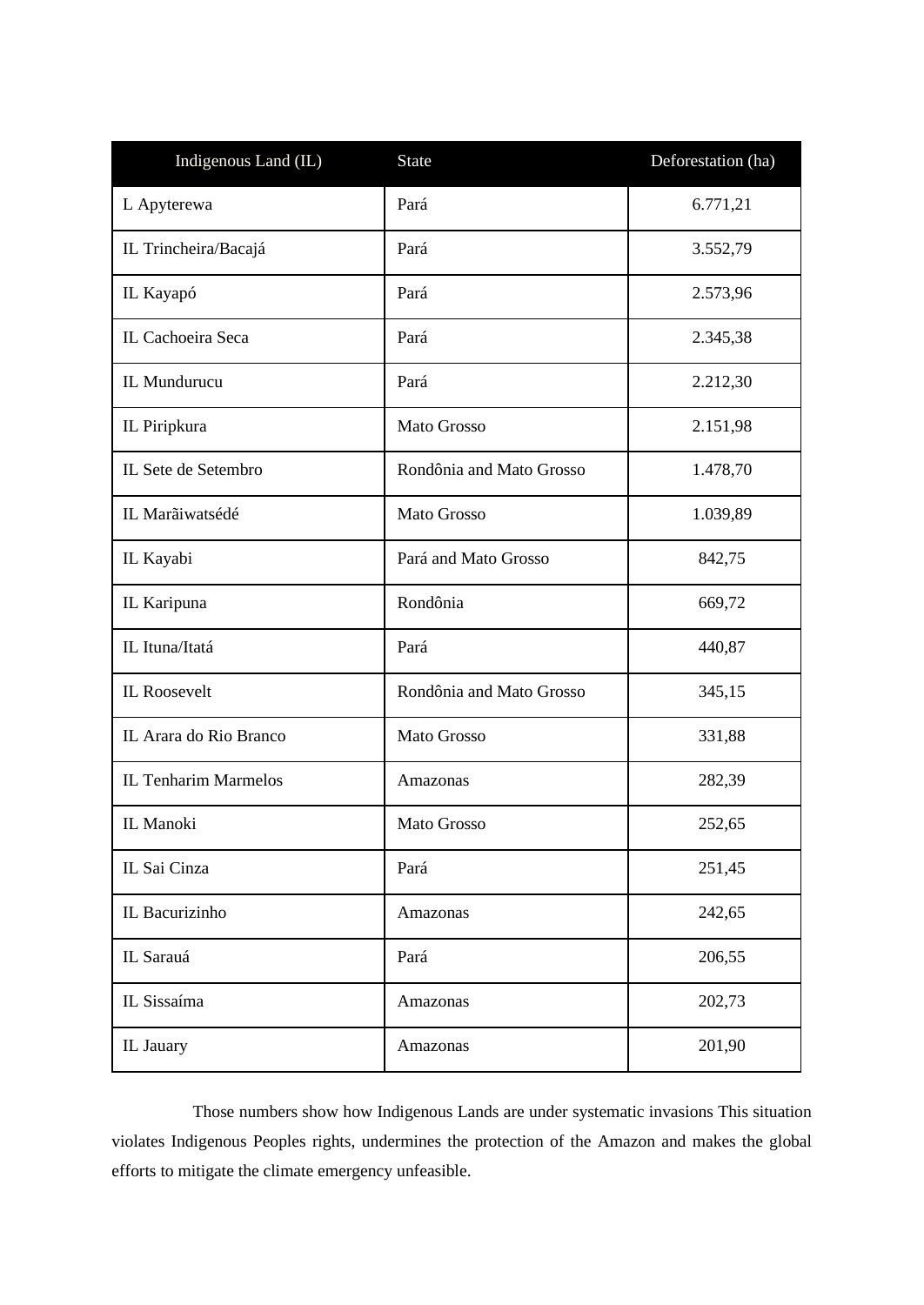| Indigenous Land (IL) | State | Deforestation (ha) |
| --- | --- | --- |
| L Apyterewa | Pará | 6.771,21 |
| IL Trincheira/Bacajá | Pará | 3.552,79 |
| IL Kayapó | Pará | 2.573,96 |
| IL Cachoeira Seca | Pará | 2.345,38 |
| IL Mundurucu | Pará | 2.212,30 |
| IL Piripkura | Mato Grosso | 2.151,98 |
| IL Sete de Setembro | Rondônia and Mato Grosso | 1.478,70 |
| IL Marãiwatsédé | Mato Grosso | 1.039,89 |
| IL Kayabi | Pará and Mato Grosso | 842,75 |
| IL Karipuna | Rondônia | 669,72 |
| IL Ituna/Itatá | Pará | 440,87 |
| IL Roosevelt | Rondônia and Mato Grosso | 345,15 |
| IL Arara do Rio Branco | Mato Grosso | 331,88 |
| IL Tenharim Marmelos | Amazonas | 282,39 |
| IL Manoki | Mato Grosso | 252,65 |
| IL Sai Cinza | Pará | 251,45 |
| IL Bacurizinho | Amazonas | 242,65 |
| IL Sarauá | Pará | 206,55 |
| IL Sissaíma | Amazonas | 202,73 |
| IL Jauary | Amazonas | 201,90 |

Those numbers show how Indigenous Lands are under systematic invasions This situation violates Indigenous Peoples rights, undermines the protection of the Amazon and makes the global efforts to mitigate the climate emergency unfeasible.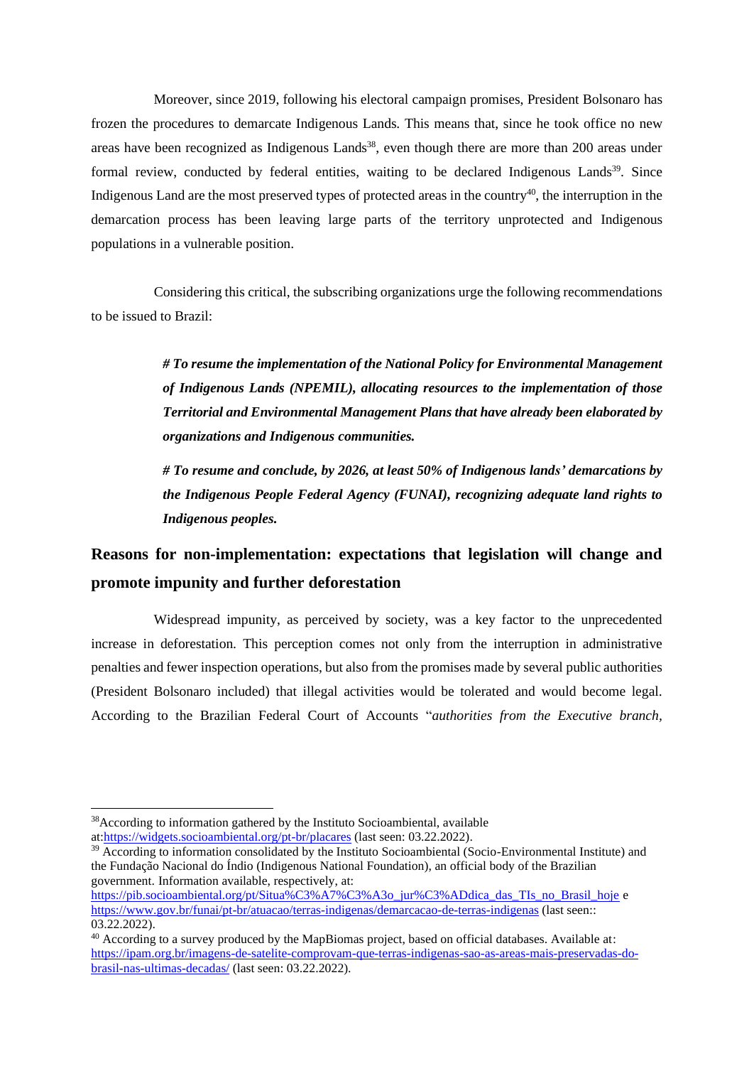Moreover, since 2019, following his electoral campaign promises, President Bolsonaro has frozen the procedures to demarcate Indigenous Lands. This means that, since he took office no new areas have been recognized as Indigenous Lands[38], even though there are more than 200 areas under formal review, conducted by federal entities, waiting to be declared Indigenous Lands[39]. Since Indigenous Land are the most preserved types of protected areas in the country[40], the interruption in the demarcation process has been leaving large parts of the territory unprotected and Indigenous populations in a vulnerable position.

Considering this critical, the subscribing organizations urge the following recommendations to be issued to Brazil:

> ***# To resume the implementation of the National Policy for Environmental Management of Indigenous Lands (NPEMIL), allocating resources to the implementation of those Territorial and Environmental Management Plans that have already been elaborated by organizations and Indigenous communities.***
>
> ***# To resume and conclude, by 2026, at least 50% of Indigenous lands' demarcations by the Indigenous People Federal Agency (FUNAI), recognizing adequate land rights to Indigenous peoples.***

## Reasons for non-implementation: expectations that legislation will change and promote impunity and further deforestation

Widespread impunity, as perceived by society, was a key factor to the unprecedented increase in deforestation. This perception comes not only from the interruption in administrative penalties and fewer inspection operations, but also from the promises made by several public authorities (President Bolsonaro included) that illegal activities would be tolerated and would become legal. According to the Brazilian Federal Court of Accounts "*authorities from the Executive branch,*

---

[38] According to information gathered by the Instituto Socioambiental, available at:https://widgets.socioambiental.org/pt-br/placares (last seen: 03.22.2022).

[39] According to information consolidated by the Instituto Socioambiental (Socio-Environmental Institute) and the Fundação Nacional do Índio (Indigenous National Foundation), an official body of the Brazilian government. Information available, respectively, at: https://pib.socioambiental.org/pt/Situa%C3%A7%C3%A3o_jur%C3%ADdica_das_TIs_no_Brasil_hoje e https://www.gov.br/funai/pt-br/atuacao/terras-indigenas/demarcacao-de-terras-indigenas (last seen:: 03.22.2022).

[40] According to a survey produced by the MapBiomas project, based on official databases. Available at: https://ipam.org.br/imagens-de-satelite-comprovam-que-terras-indigenas-sao-as-areas-mais-preservadas-do-brasil-nas-ultimas-decadas/ (last seen: 03.22.2022).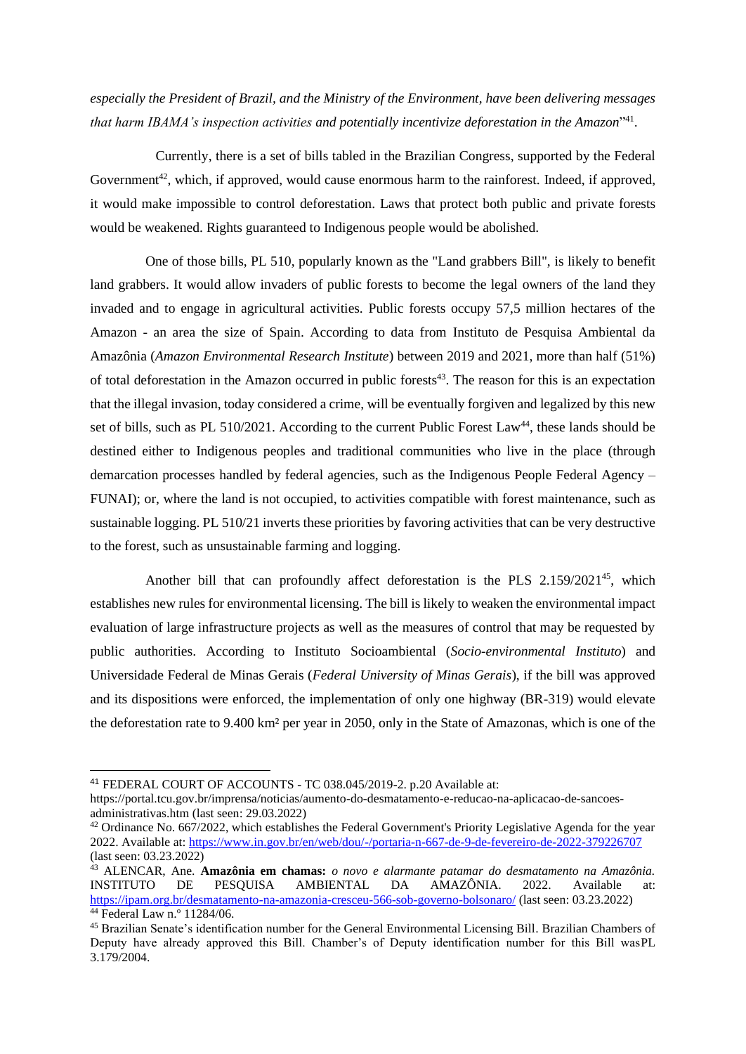*especially the President of Brazil, and the Ministry of the Environment, have been delivering messages that harm IBAMA's inspection activities* and *potentially incentivize deforestation in the Amazon*"[41].

Currently, there is a set of bills tabled in the Brazilian Congress, supported by the Federal Government[42], which, if approved, would cause enormous harm to the rainforest. Indeed, if approved, it would make impossible to control deforestation. Laws that protect both public and private forests would be weakened. Rights guaranteed to Indigenous people would be abolished.

One of those bills, PL 510, popularly known as the "Land grabbers Bill", is likely to benefit land grabbers. It would allow invaders of public forests to become the legal owners of the land they invaded and to engage in agricultural activities. Public forests occupy 57,5 million hectares of the Amazon - an area the size of Spain. According to data from Instituto de Pesquisa Ambiental da Amazônia (*Amazon Environmental Research Institute*) between 2019 and 2021, more than half (51%) of total deforestation in the Amazon occurred in public forests[43]. The reason for this is an expectation that the illegal invasion, today considered a crime, will be eventually forgiven and legalized by this new set of bills, such as PL 510/2021. According to the current Public Forest Law[44], these lands should be destined either to Indigenous peoples and traditional communities who live in the place (through demarcation processes handled by federal agencies, such as the Indigenous People Federal Agency – FUNAI); or, where the land is not occupied, to activities compatible with forest maintenance, such as sustainable logging. PL 510/21 inverts these priorities by favoring activities that can be very destructive to the forest, such as unsustainable farming and logging.

Another bill that can profoundly affect deforestation is the PLS 2.159/2021[45], which establishes new rules for environmental licensing. The bill is likely to weaken the environmental impact evaluation of large infrastructure projects as well as the measures of control that may be requested by public authorities. According to Instituto Socioambiental (*Socio-environmental Instituto*) and Universidade Federal de Minas Gerais (*Federal University of Minas Gerais*), if the bill was approved and its dispositions were enforced, the implementation of only one highway (BR-319) would elevate the deforestation rate to 9.400 km² per year in 2050, only in the State of Amazonas, which is one of the

---

[41] FEDERAL COURT OF ACCOUNTS - TC 038.045/2019-2. p.20 Available at: https://portal.tcu.gov.br/imprensa/noticias/aumento-do-desmatamento-e-reducao-na-aplicacao-de-sancoes-administrativas.htm (last seen: 29.03.2022)

[42] Ordinance No. 667/2022, which establishes the Federal Government's Priority Legislative Agenda for the year 2022. Available at: https://www.in.gov.br/en/web/dou/-/portaria-n-667-de-9-de-fevereiro-de-2022-379226707 (last seen: 03.23.2022)

[43] ALENCAR, Ane. **Amazônia em chamas:** *o novo e alarmante patamar do desmatamento na Amazônia.* INSTITUTO DE PESQUISA AMBIENTAL DA AMAZÔNIA. 2022. Available at: https://ipam.org.br/desmatamento-na-amazonia-cresceu-566-sob-governo-bolsonaro/ (last seen: 03.23.2022)

[44] Federal Law n.º 11284/06.

[45] Brazilian Senate's identification number for the General Environmental Licensing Bill. Brazilian Chambers of Deputy have already approved this Bill. Chamber's of Deputy identification number for this Bill wasPL 3.179/2004.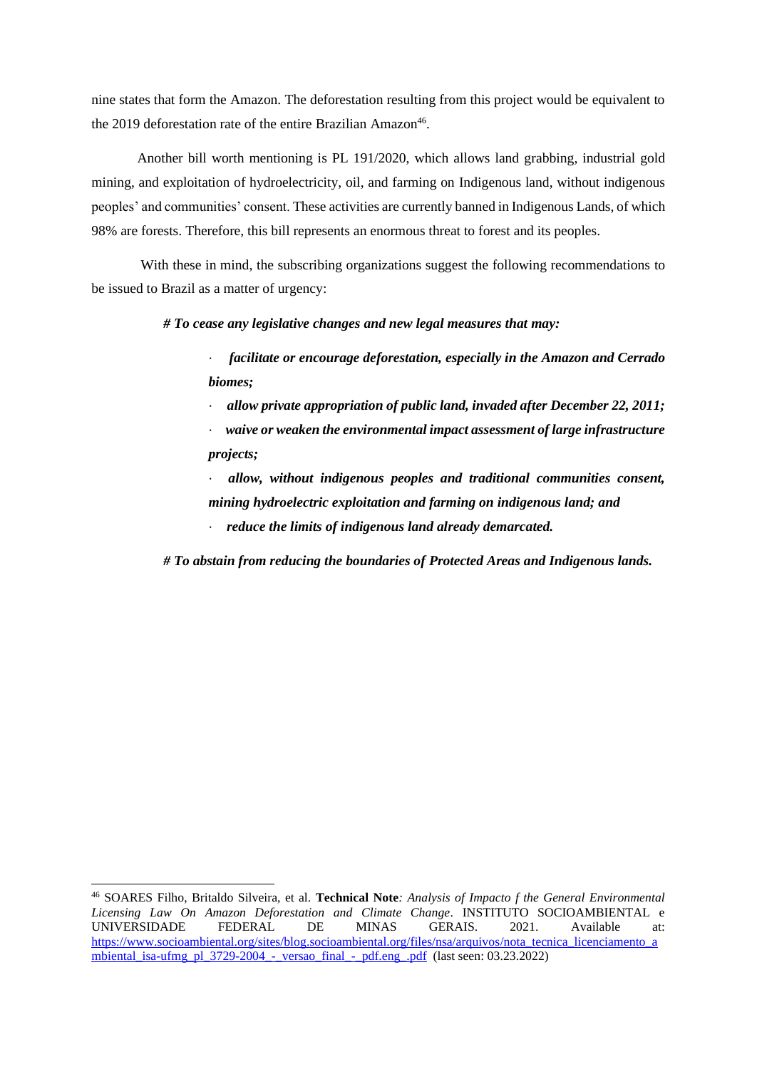nine states that form the Amazon. The deforestation resulting from this project would be equivalent to the 2019 deforestation rate of the entire Brazilian Amazon[46].

Another bill worth mentioning is PL 191/2020, which allows land grabbing, industrial gold mining, and exploitation of hydroelectricity, oil, and farming on Indigenous land, without indigenous peoples' and communities' consent. These activities are currently banned in Indigenous Lands, of which 98% are forests. Therefore, this bill represents an enormous threat to forest and its peoples.

With these in mind, the subscribing organizations suggest the following recommendations to be issued to Brazil as a matter of urgency:

***# To cease any legislative changes and new legal measures that may:***

- ***facilitate or encourage deforestation, especially in the Amazon and Cerrado biomes;***
- ***allow private appropriation of public land, invaded after December 22, 2011;***
- ***waive or weaken the environmental impact assessment of large infrastructure projects;***
- ***allow, without indigenous peoples and traditional communities consent, mining hydroelectric exploitation and farming on indigenous land; and***
- ***reduce the limits of indigenous land already demarcated.***

***# To abstain from reducing the boundaries of Protected Areas and Indigenous lands.***

---

[46] SOARES Filho, Britaldo Silveira, et al. **Technical Note***: Analysis of Impacto f the General Environmental Licensing Law On Amazon Deforestation and Climate Change*. INSTITUTO SOCIOAMBIENTAL e UNIVERSIDADE FEDERAL DE MINAS GERAIS. 2021. Available at: https://www.socioambiental.org/sites/blog.socioambiental.org/files/nsa/arquivos/nota_tecnica_licenciamento_ambiental_isa-ufmg_pl_3729-2004_-_versao_final_-_pdf.eng_.pdf (last seen: 03.23.2022)